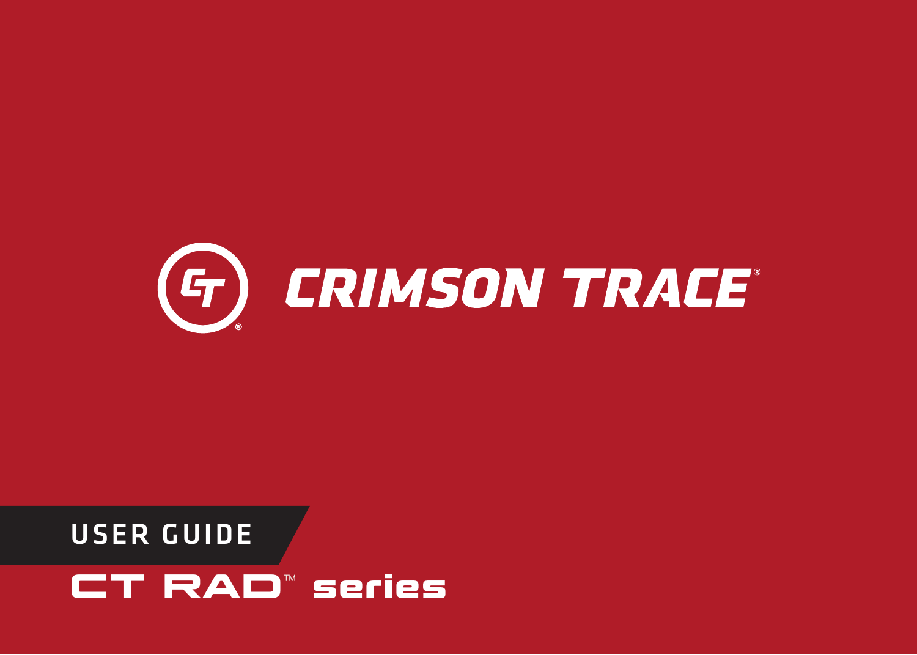# CRIMSON TRACE®

## USER GUIDE

## CT RAD™ series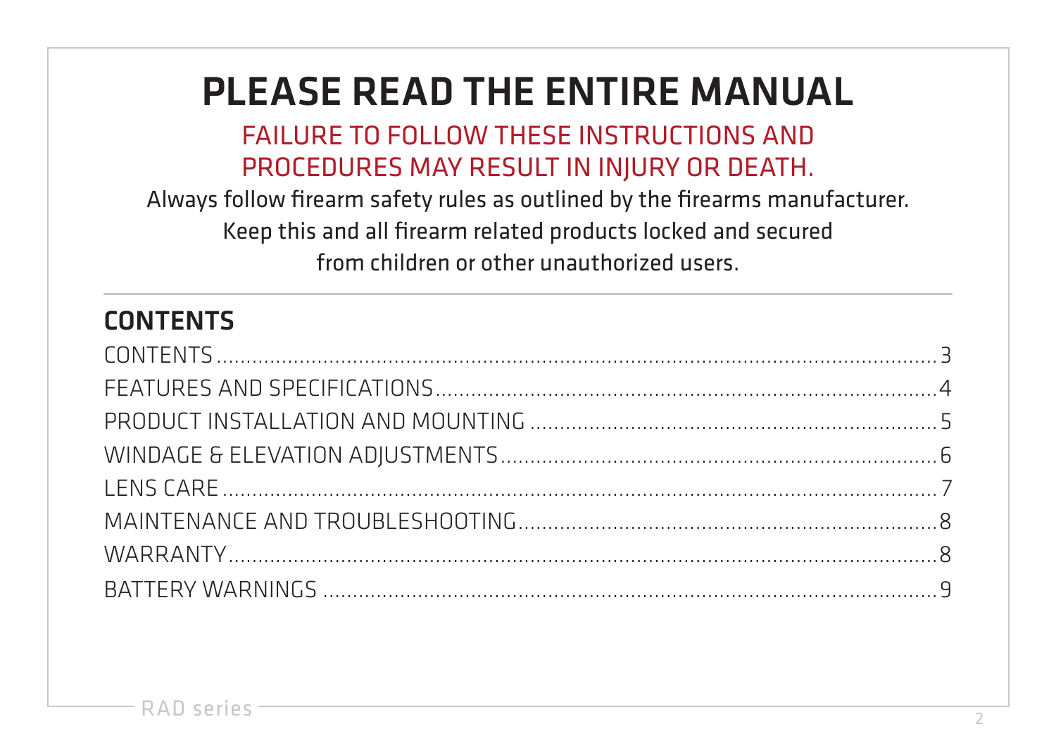# PLEASE READ THE ENTIRE MANUAL

FAILURE TO FOLLOW THESE INSTRUCTIONS AND PROCEDURES MAY RESULT IN INJURY OR DEATH.

Always follow firearm safety rules as outlined by the firearms manufacturer. Keep this and all firearm related products locked and secured from children or other unauthorized users.

## CONTENTS

CONTENTS .......... 3
FEATURES AND SPECIFICATIONS .......... 4
PRODUCT INSTALLATION AND MOUNTING .......... 5
WINDAGE & ELEVATION ADJUSTMENTS .......... 6
LENS CARE .......... 7
MAINTENANCE AND TROUBLESHOOTING .......... 8
WARRANTY .......... 8
BATTERY WARNINGS .......... 9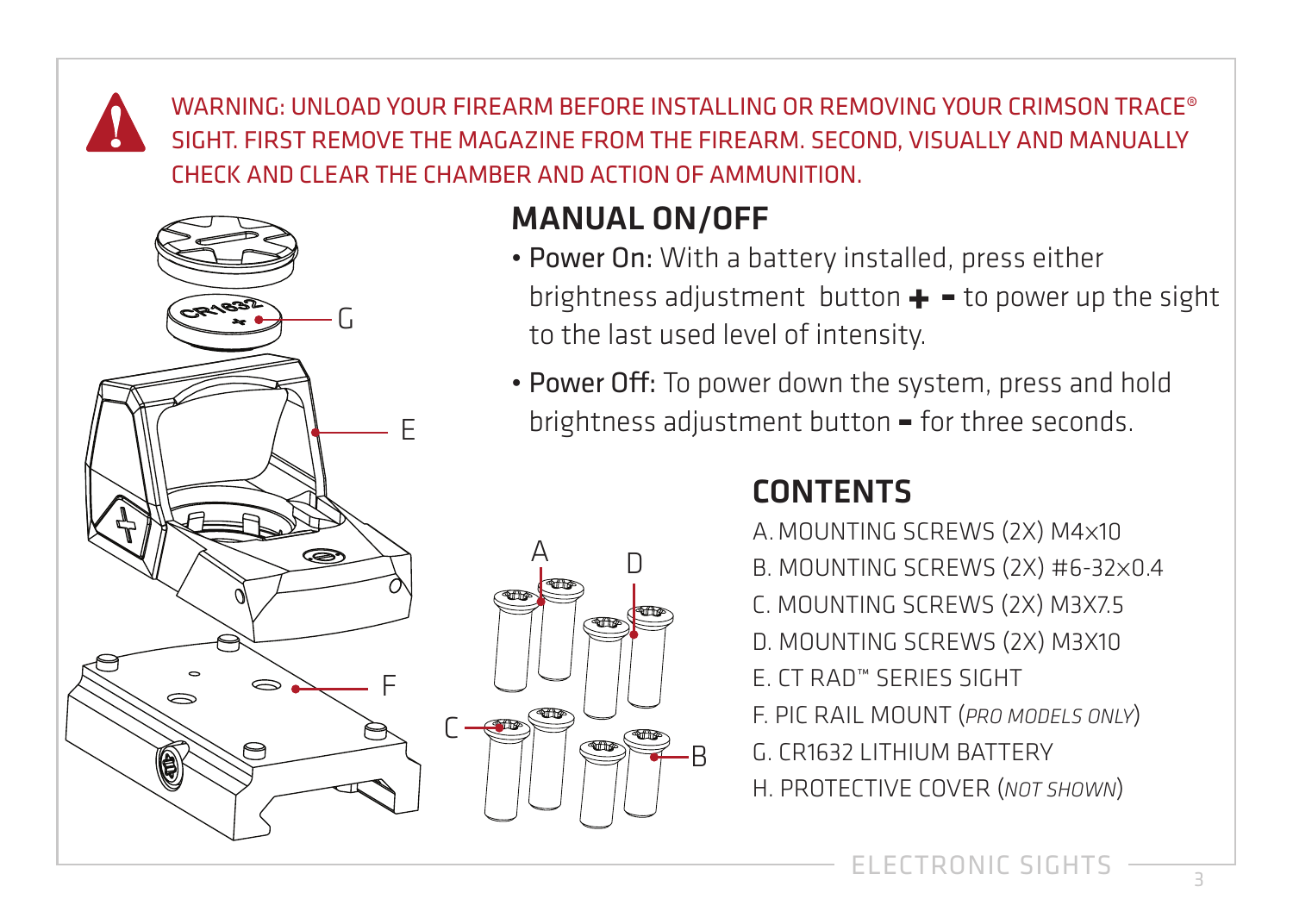WARNING: UNLOAD YOUR FIREARM BEFORE INSTALLING OR REMOVING YOUR CRIMSON TRACE® SIGHT. FIRST REMOVE THE MAGAZINE FROM THE FIREARM. SECOND, VISUALLY AND MANUALLY CHECK AND CLEAR THE CHAMBER AND ACTION OF AMMUNITION.

## MANUAL ON/OFF

- **Power On:** With a battery installed, press either brightness adjustment button + – to power up the sight to the last used level of intensity.
- **Power Off:** To power down the system, press and hold brightness adjustment button – for three seconds.

## CONTENTS

A. MOUNTING SCREWS (2X) M4×10
B. MOUNTING SCREWS (2X) #6-32×0.4
C. MOUNTING SCREWS (2X) M3X7.5
D. MOUNTING SCREWS (2X) M3X10
E. CT RAD™ SERIES SIGHT
F. PIC RAIL MOUNT (*PRO MODELS ONLY*)
G. CR1632 LITHIUM BATTERY
H. PROTECTIVE COVER (*NOT SHOWN*)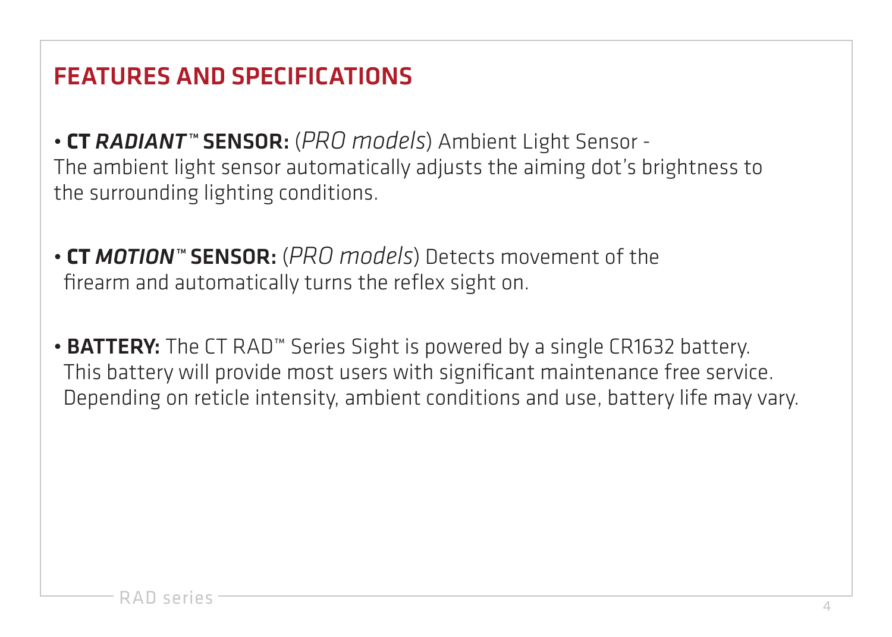## FEATURES AND SPECIFICATIONS

- **CT *RADIANT*™ SENSOR:** (*PRO models*) Ambient Light Sensor - The ambient light sensor automatically adjusts the aiming dot's brightness to the surrounding lighting conditions.

- **CT *MOTION*™ SENSOR:** (*PRO models*) Detects movement of the firearm and automatically turns the reflex sight on.

- **BATTERY:** The CT RAD™ Series Sight is powered by a single CR1632 battery. This battery will provide most users with significant maintenance free service. Depending on reticle intensity, ambient conditions and use, battery life may vary.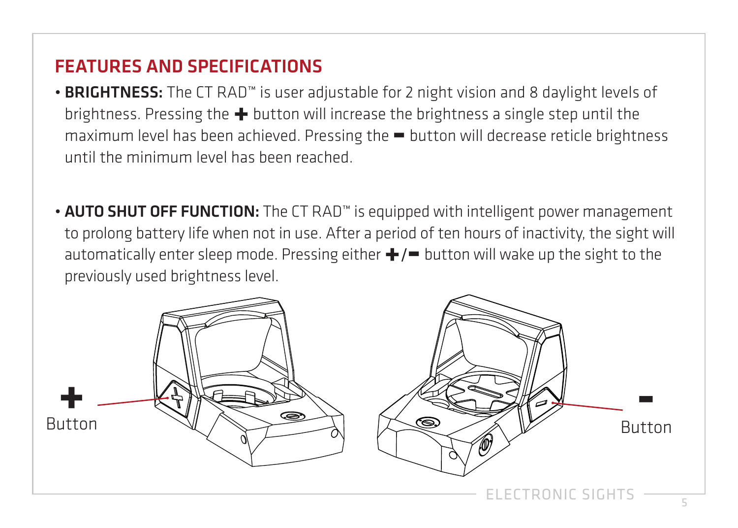## FEATURES AND SPECIFICATIONS

- **BRIGHTNESS:** The CT RAD™ is user adjustable for 2 night vision and 8 daylight levels of brightness. Pressing the + button will increase the brightness a single step until the maximum level has been achieved. Pressing the − button will decrease reticle brightness until the minimum level has been reached.

- **AUTO SHUT OFF FUNCTION:** The CT RAD™ is equipped with intelligent power management to prolong battery life when not in use. After a period of ten hours of inactivity, the sight will automatically enter sleep mode. Pressing either +/− button will wake up the sight to the previously used brightness level.

+ Button

− Button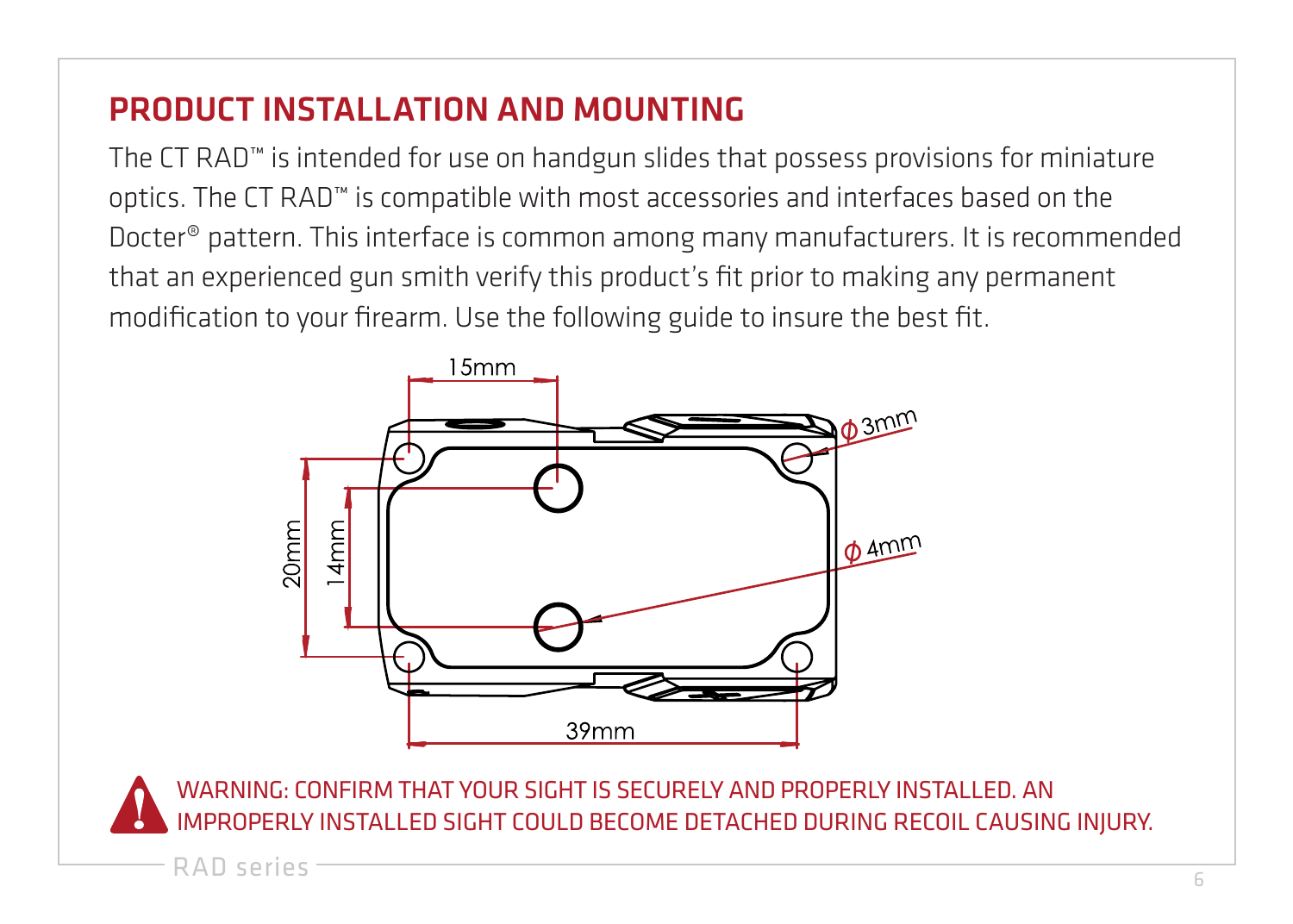## PRODUCT INSTALLATION AND MOUNTING

The CT RAD™ is intended for use on handgun slides that possess provisions for miniature optics. The CT RAD™ is compatible with most accessories and interfaces based on the Docter® pattern. This interface is common among many manufacturers. It is recommended that an experienced gun smith verify this product's fit prior to making any permanent modification to your firearm. Use the following guide to insure the best fit.

15mm

ϕ 3mm

ϕ 4mm

20mm

14mm

39mm

WARNING: CONFIRM THAT YOUR SIGHT IS SECURELY AND PROPERLY INSTALLED. AN IMPROPERLY INSTALLED SIGHT COULD BECOME DETACHED DURING RECOIL CAUSING INJURY.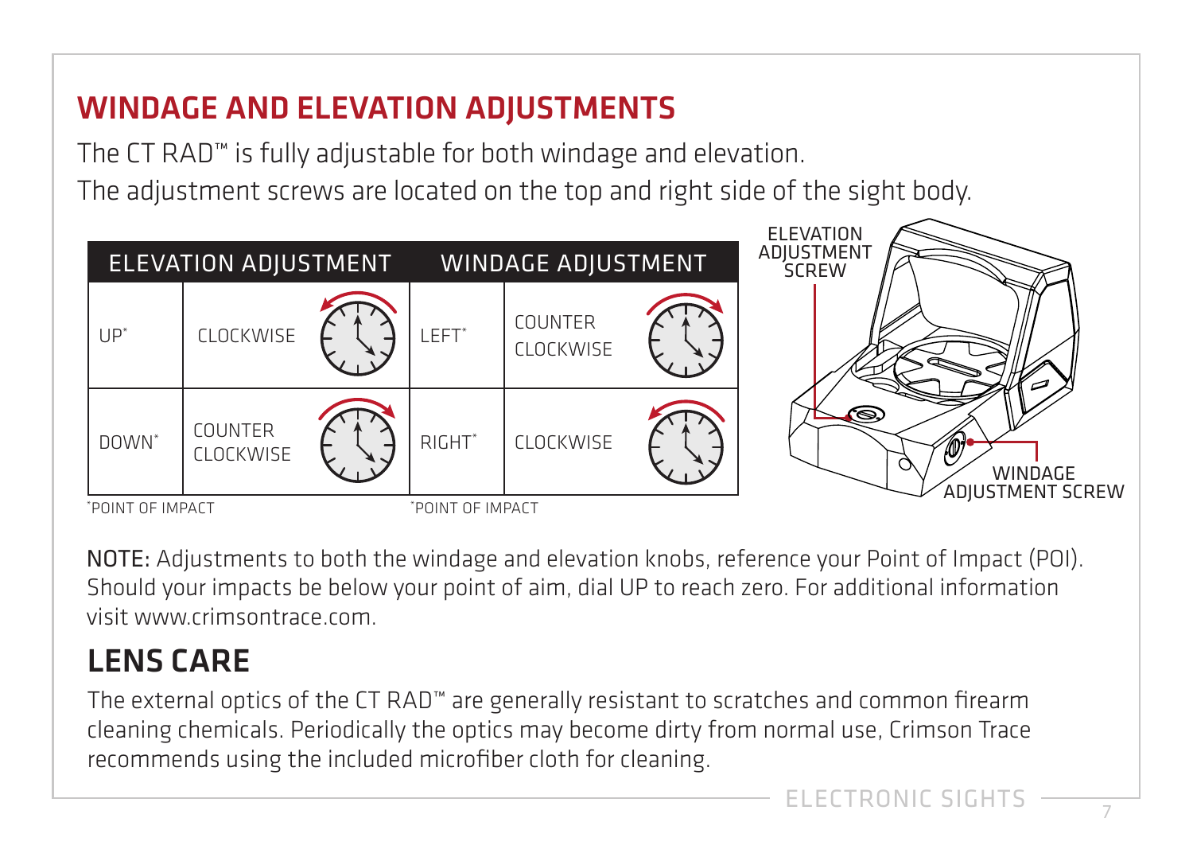# WINDAGE AND ELEVATION ADJUSTMENTS

The CT RAD™ is fully adjustable for both windage and elevation.
The adjustment screws are located on the top and right side of the sight body.

| ELEVATION ADJUSTMENT | | WINDAGE ADJUSTMENT | |
|---|---|---|---|
| UP* | CLOCKWISE | LEFT* | COUNTER CLOCKWISE |
| DOWN* | COUNTER CLOCKWISE | RIGHT* | CLOCKWISE |

*POINT OF IMPACT

*POINT OF IMPACT

ELEVATION ADJUSTMENT SCREW

WINDAGE ADJUSTMENT SCREW

NOTE: Adjustments to both the windage and elevation knobs, reference your Point of Impact (POI). Should your impacts be below your point of aim, dial UP to reach zero. For additional information visit www.crimsontrace.com.

# LENS CARE

The external optics of the CT RAD™ are generally resistant to scratches and common firearm cleaning chemicals. Periodically the optics may become dirty from normal use, Crimson Trace recommends using the included microfiber cloth for cleaning.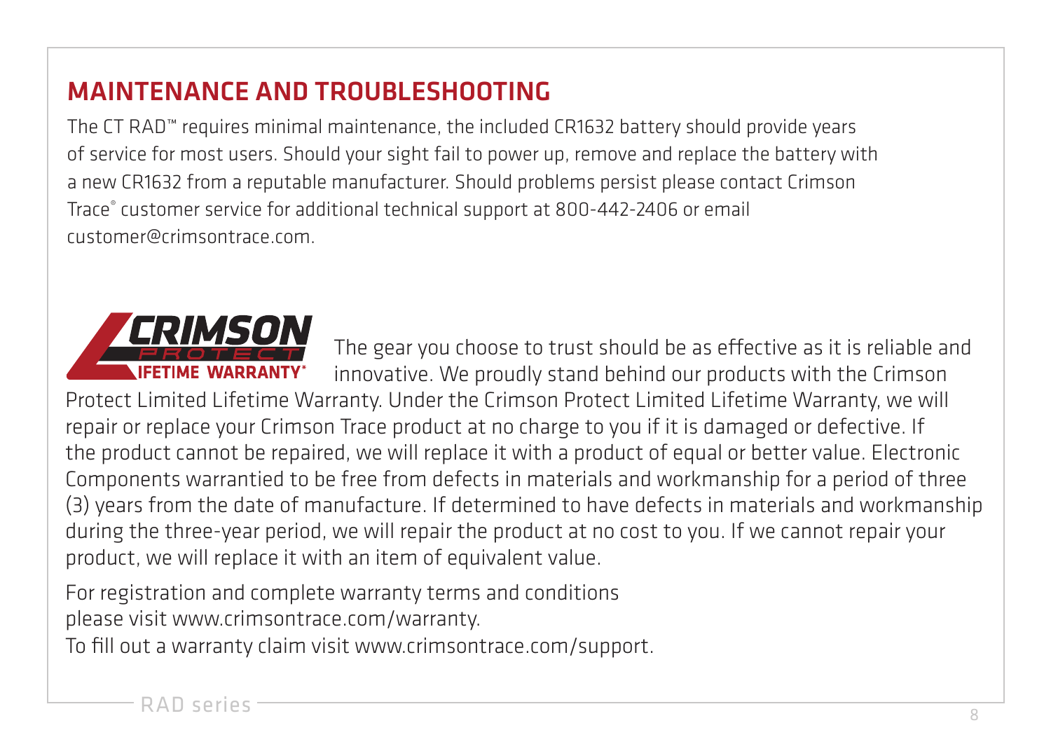## MAINTENANCE AND TROUBLESHOOTING

The CT RAD™ requires minimal maintenance, the included CR1632 battery should provide years of service for most users. Should your sight fail to power up, remove and replace the battery with a new CR1632 from a reputable manufacturer. Should problems persist please contact Crimson Trace® customer service for additional technical support at 800-442-2406 or email customer@crimsontrace.com.

CRIMSON PROTECT LIFETIME WARRANTY*

The gear you choose to trust should be as effective as it is reliable and innovative. We proudly stand behind our products with the Crimson Protect Limited Lifetime Warranty. Under the Crimson Protect Limited Lifetime Warranty, we will repair or replace your Crimson Trace product at no charge to you if it is damaged or defective. If the product cannot be repaired, we will replace it with a product of equal or better value. Electronic Components warrantied to be free from defects in materials and workmanship for a period of three (3) years from the date of manufacture. If determined to have defects in materials and workmanship during the three-year period, we will repair the product at no cost to you. If we cannot repair your product, we will replace it with an item of equivalent value.

For registration and complete warranty terms and conditions please visit www.crimsontrace.com/warranty.
To fill out a warranty claim visit www.crimsontrace.com/support.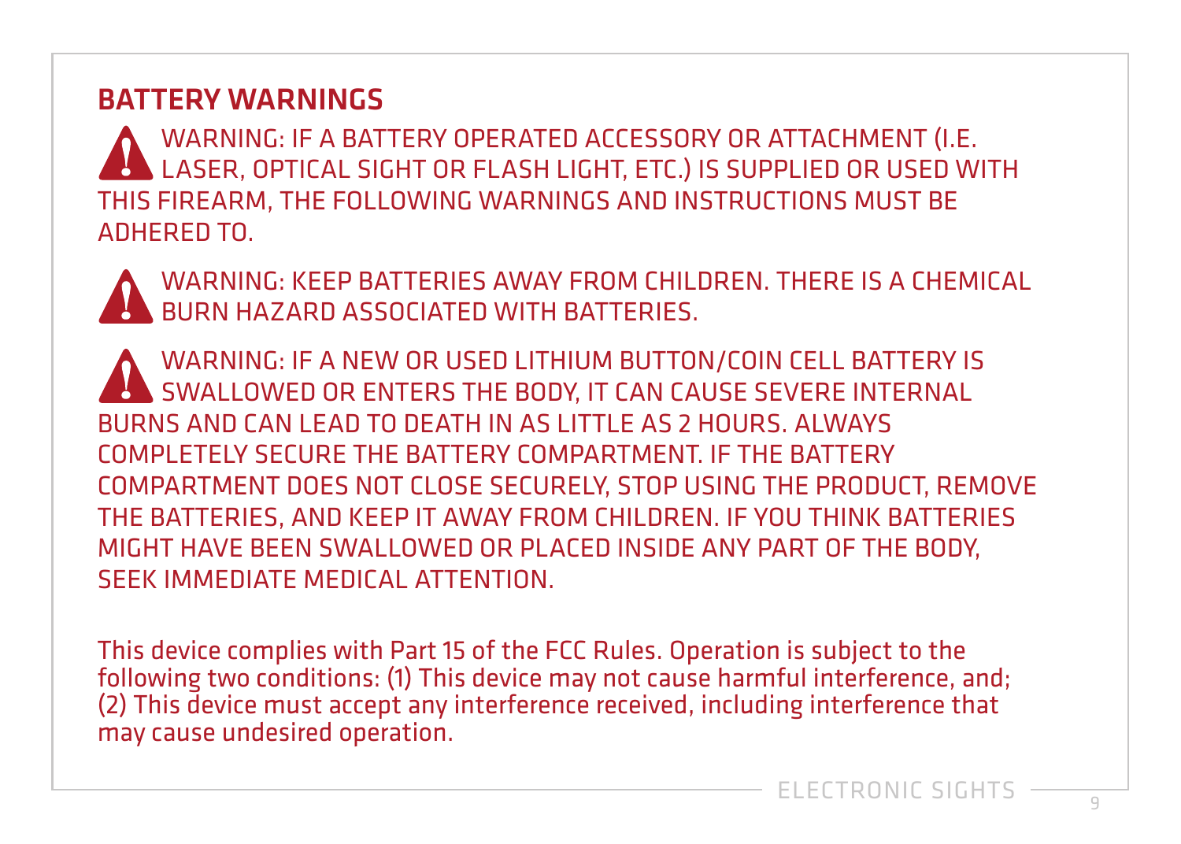## BATTERY WARNINGS

WARNING: IF A BATTERY OPERATED ACCESSORY OR ATTACHMENT (I.E. LASER, OPTICAL SIGHT OR FLASH LIGHT, ETC.) IS SUPPLIED OR USED WITH THIS FIREARM, THE FOLLOWING WARNINGS AND INSTRUCTIONS MUST BE ADHERED TO.

WARNING: KEEP BATTERIES AWAY FROM CHILDREN. THERE IS A CHEMICAL BURN HAZARD ASSOCIATED WITH BATTERIES.

WARNING: IF A NEW OR USED LITHIUM BUTTON/COIN CELL BATTERY IS SWALLOWED OR ENTERS THE BODY, IT CAN CAUSE SEVERE INTERNAL BURNS AND CAN LEAD TO DEATH IN AS LITTLE AS 2 HOURS. ALWAYS COMPLETELY SECURE THE BATTERY COMPARTMENT. IF THE BATTERY COMPARTMENT DOES NOT CLOSE SECURELY, STOP USING THE PRODUCT, REMOVE THE BATTERIES, AND KEEP IT AWAY FROM CHILDREN. IF YOU THINK BATTERIES MIGHT HAVE BEEN SWALLOWED OR PLACED INSIDE ANY PART OF THE BODY, SEEK IMMEDIATE MEDICAL ATTENTION.

This device complies with Part 15 of the FCC Rules. Operation is subject to the following two conditions: (1) This device may not cause harmful interference, and; (2) This device must accept any interference received, including interference that may cause undesired operation.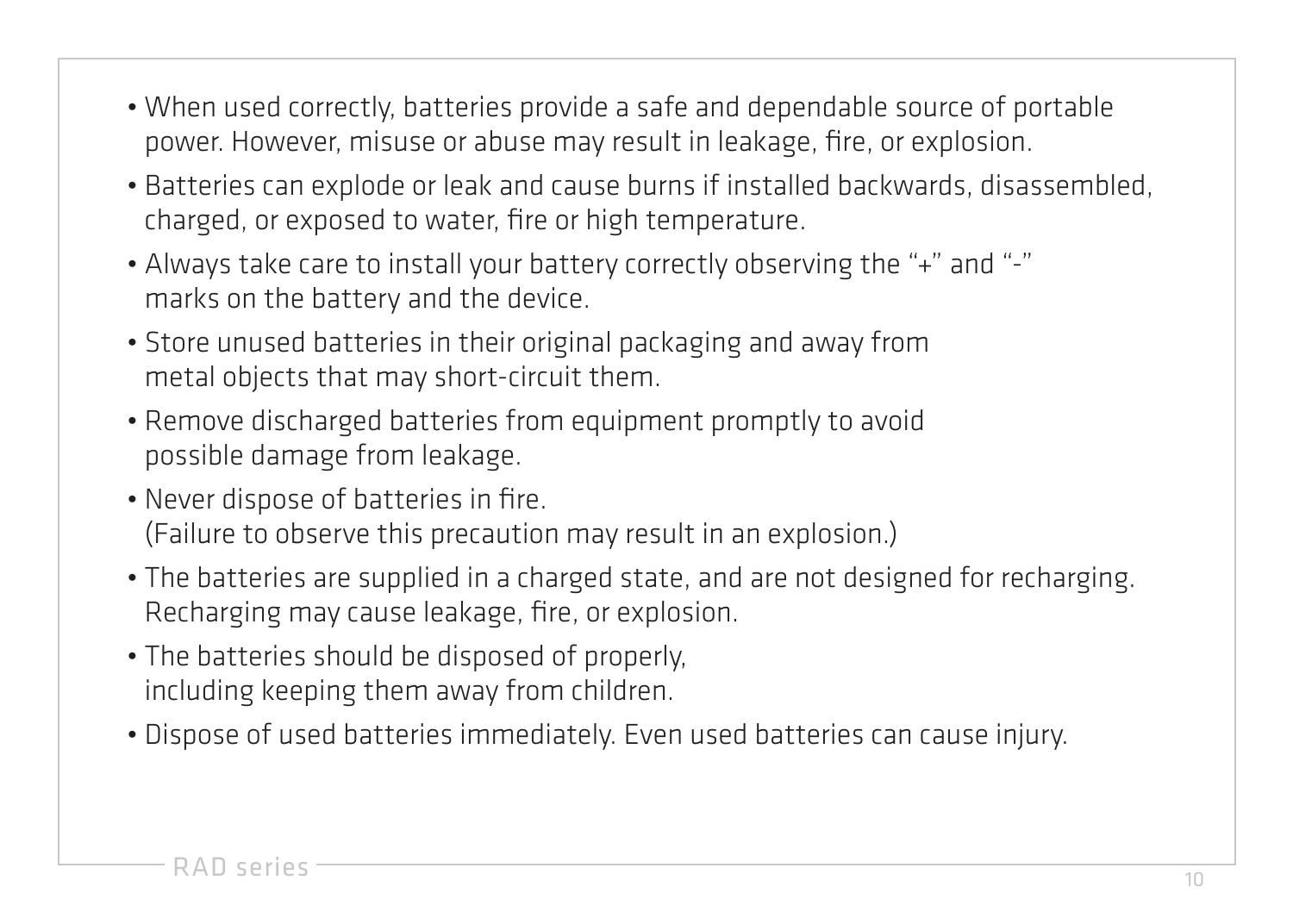- When used correctly, batteries provide a safe and dependable source of portable power. However, misuse or abuse may result in leakage, fire, or explosion.
- Batteries can explode or leak and cause burns if installed backwards, disassembled, charged, or exposed to water, fire or high temperature.
- Always take care to install your battery correctly observing the "+" and "-" marks on the battery and the device.
- Store unused batteries in their original packaging and away from metal objects that may short-circuit them.
- Remove discharged batteries from equipment promptly to avoid possible damage from leakage.
- Never dispose of batteries in fire. (Failure to observe this precaution may result in an explosion.)
- The batteries are supplied in a charged state, and are not designed for recharging. Recharging may cause leakage, fire, or explosion.
- The batteries should be disposed of properly, including keeping them away from children.
- Dispose of used batteries immediately. Even used batteries can cause injury.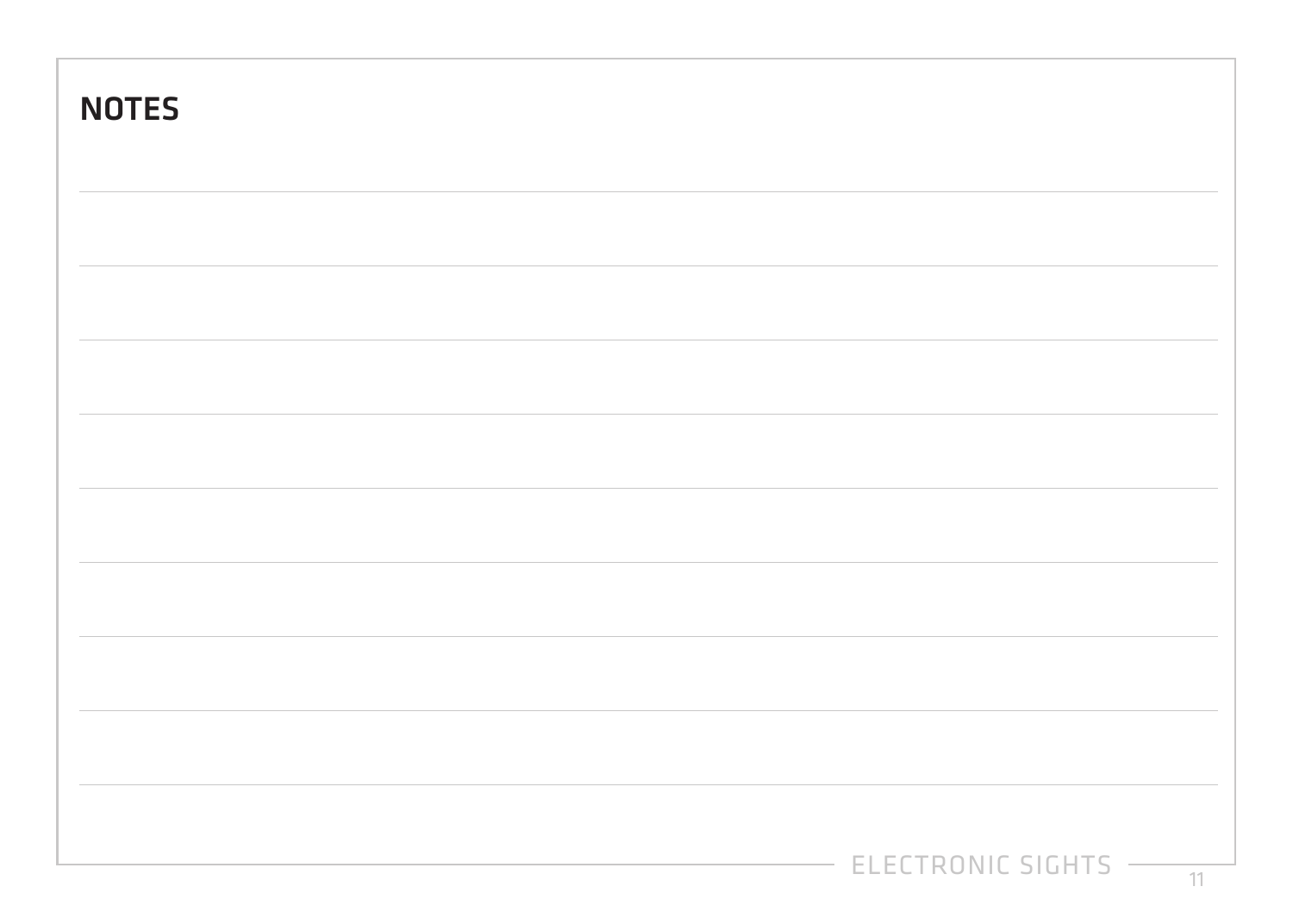## NOTES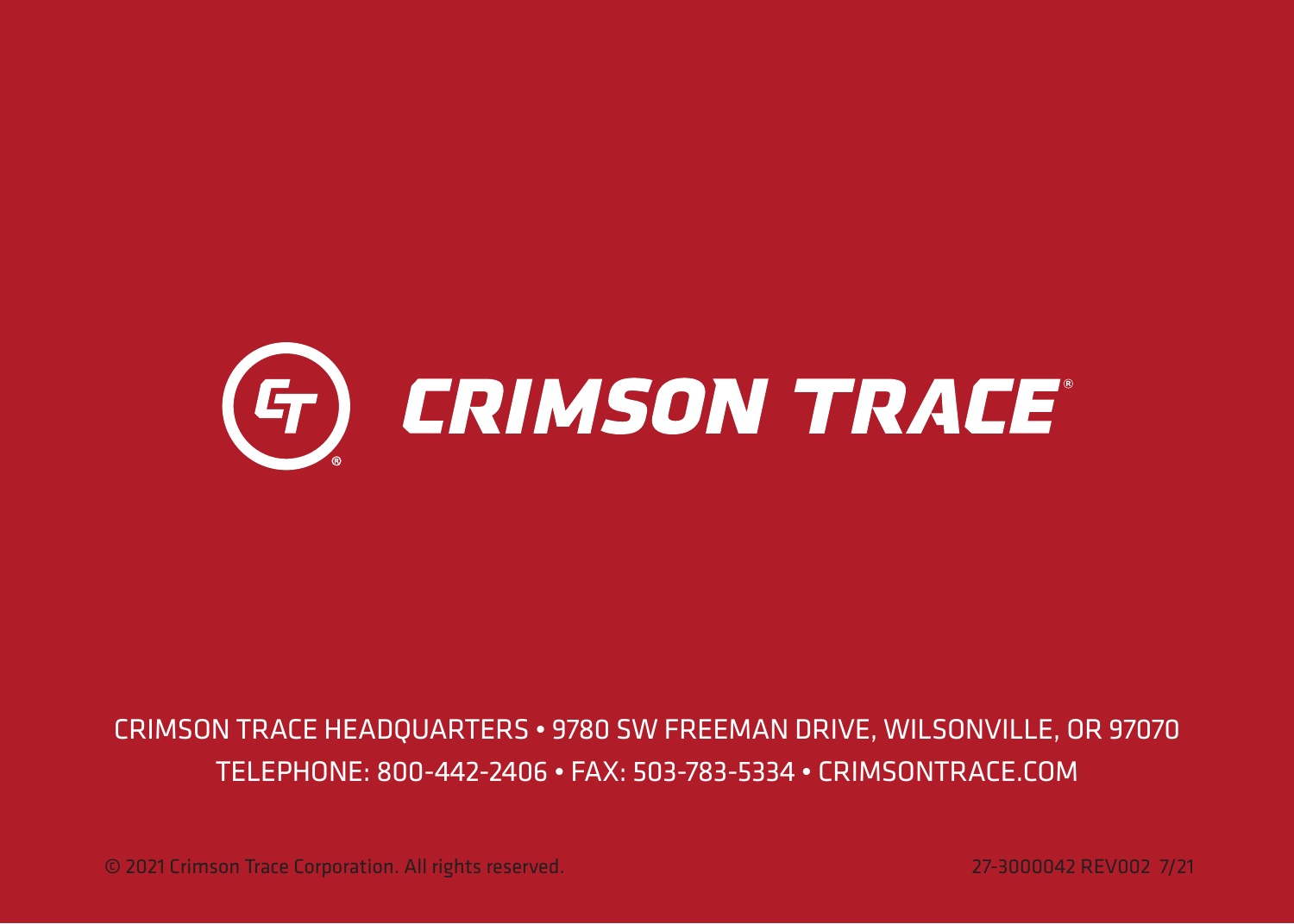# CRIMSON TRACE®

CRIMSON TRACE HEADQUARTERS • 9780 SW FREEMAN DRIVE, WILSONVILLE, OR 97070
TELEPHONE: 800-442-2406 • FAX: 503-783-5334 • CRIMSONTRACE.COM

© 2021 Crimson Trace Corporation. All rights reserved.

27-3000042 REV002 7/21